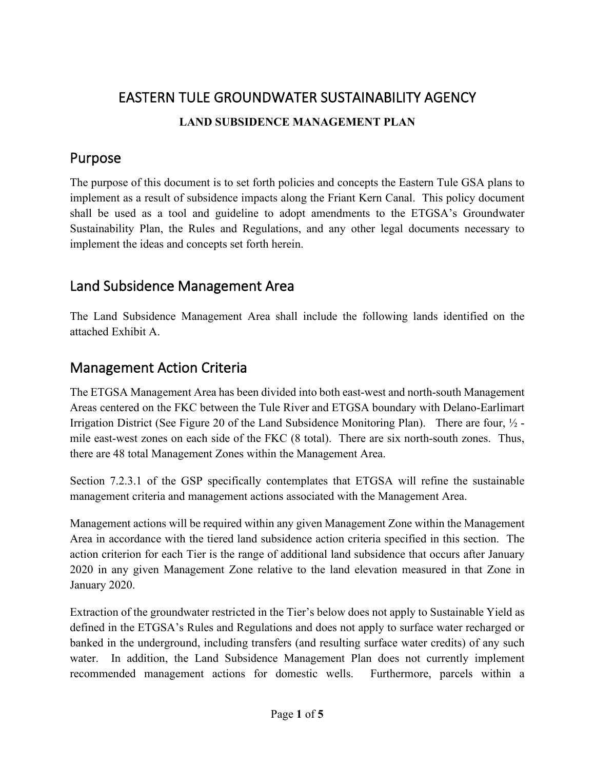# EASTERN TULE GROUNDWATER SUSTAINABILITY AGENCY

**LAND SUBSIDENCE MANAGEMENT PLAN**

## Purpose

The purpose of this document is to set forth policies and concepts the Eastern Tule GSA plans to implement as a result of subsidence impacts along the Friant Kern Canal. This policy document shall be used as a tool and guideline to adopt amendments to the ETGSA's Groundwater Sustainability Plan, the Rules and Regulations, and any other legal documents necessary to implement the ideas and concepts set forth herein.

## Land Subsidence Management Area

The Land Subsidence Management Area shall include the following lands identified on the attached Exhibit A.

## Management Action Criteria

The ETGSA Management Area has been divided into both east-west and north-south Management Areas centered on the FKC between the Tule River and ETGSA boundary with Delano-Earlimart Irrigation District (See Figure 20 of the Land Subsidence Monitoring Plan). There are four, ½ - mile east-west zones on each side of the FKC (8 total). There are six north-south zones. Thus, there are 48 total Management Zones within the Management Area.

Section 7.2.3.1 of the GSP specifically contemplates that ETGSA will refine the sustainable management criteria and management actions associated with the Management Area.

Management actions will be required within any given Management Zone within the Management Area in accordance with the tiered land subsidence action criteria specified in this section. The action criterion for each Tier is the range of additional land subsidence that occurs after January 2020 in any given Management Zone relative to the land elevation measured in that Zone in January 2020.

Extraction of the groundwater restricted in the Tier's below does not apply to Sustainable Yield as defined in the ETGSA's Rules and Regulations and does not apply to surface water recharged or banked in the underground, including transfers (and resulting surface water credits) of any such water. In addition, the Land Subsidence Management Plan does not currently implement recommended management actions for domestic wells. Furthermore, parcels within a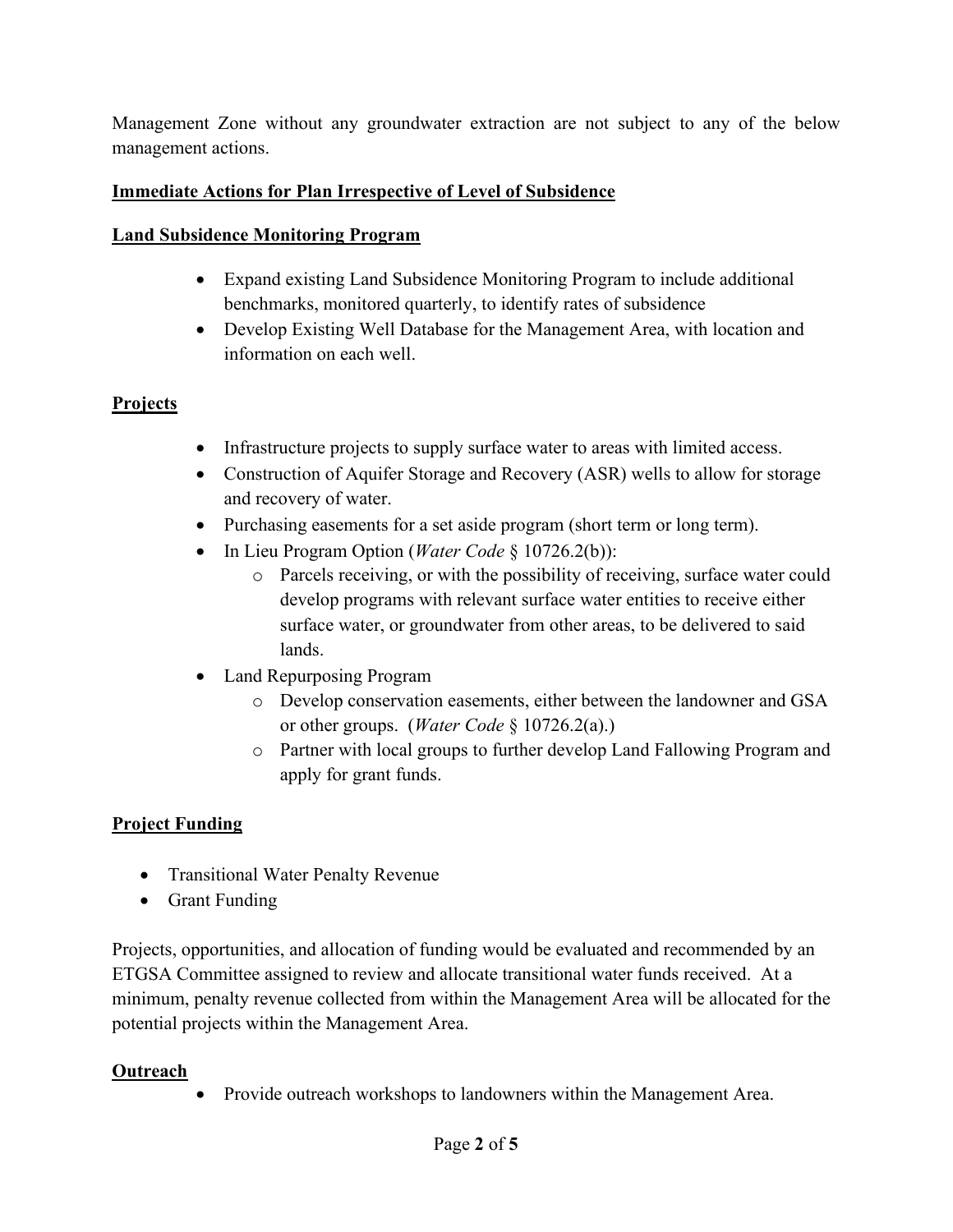Management Zone without any groundwater extraction are not subject to any of the below management actions.

**Immediate Actions for Plan Irrespective of Level of Subsidence**

**Land Subsidence Monitoring Program**

- Expand existing Land Subsidence Monitoring Program to include additional benchmarks, monitored quarterly, to identify rates of subsidence
- Develop Existing Well Database for the Management Area, with location and information on each well.

**Projects**

- Infrastructure projects to supply surface water to areas with limited access.
- Construction of Aquifer Storage and Recovery (ASR) wells to allow for storage and recovery of water.
- Purchasing easements for a set aside program (short term or long term).
- In Lieu Program Option (*Water Code* § 10726.2(b)):
  - Parcels receiving, or with the possibility of receiving, surface water could develop programs with relevant surface water entities to receive either surface water, or groundwater from other areas, to be delivered to said lands.
- Land Repurposing Program
  - Develop conservation easements, either between the landowner and GSA or other groups. (*Water Code* § 10726.2(a).)
  - Partner with local groups to further develop Land Fallowing Program and apply for grant funds.

**Project Funding**

- Transitional Water Penalty Revenue
- Grant Funding

Projects, opportunities, and allocation of funding would be evaluated and recommended by an ETGSA Committee assigned to review and allocate transitional water funds received. At a minimum, penalty revenue collected from within the Management Area will be allocated for the potential projects within the Management Area.

**Outreach**

- Provide outreach workshops to landowners within the Management Area.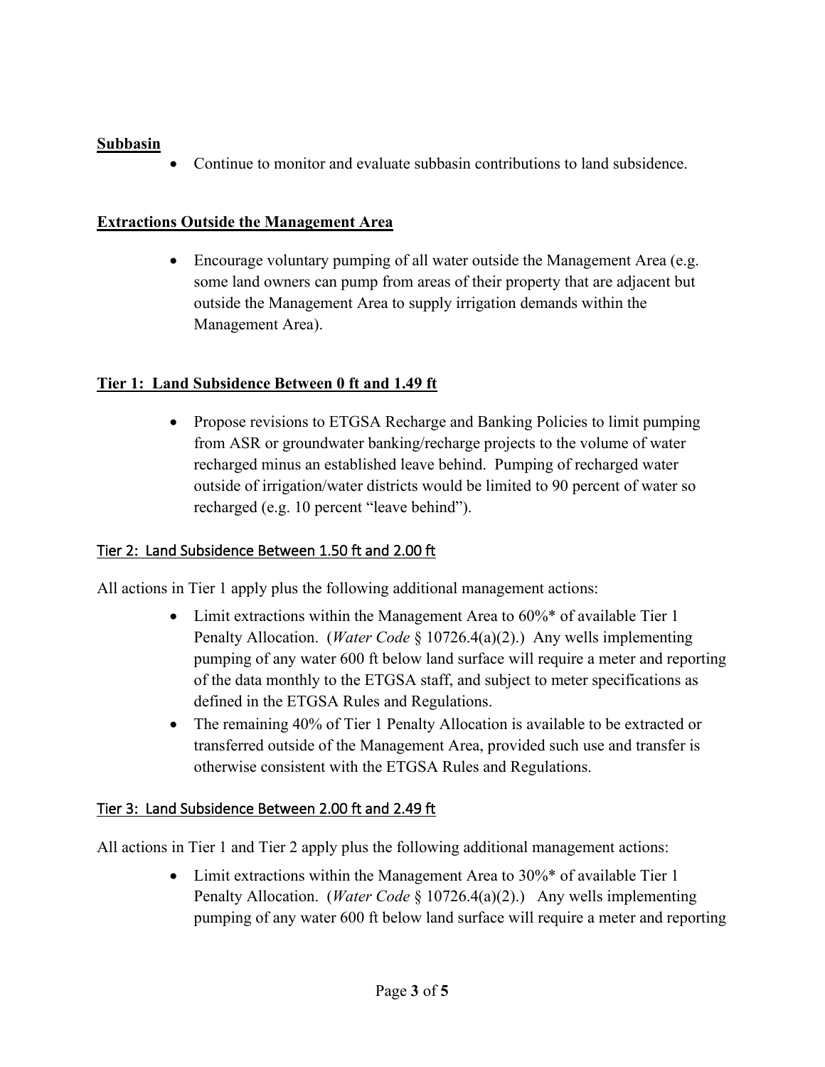**Subbasin**

- Continue to monitor and evaluate subbasin contributions to land subsidence.

**Extractions Outside the Management Area**

- Encourage voluntary pumping of all water outside the Management Area (e.g. some land owners can pump from areas of their property that are adjacent but outside the Management Area to supply irrigation demands within the Management Area).

**Tier 1: Land Subsidence Between 0 ft and 1.49 ft**

- Propose revisions to ETGSA Recharge and Banking Policies to limit pumping from ASR or groundwater banking/recharge projects to the volume of water recharged minus an established leave behind. Pumping of recharged water outside of irrigation/water districts would be limited to 90 percent of water so recharged (e.g. 10 percent "leave behind").

## Tier 2: Land Subsidence Between 1.50 ft and 2.00 ft

All actions in Tier 1 apply plus the following additional management actions:

- Limit extractions within the Management Area to 60%* of available Tier 1 Penalty Allocation. (*Water Code* § 10726.4(a)(2).) Any wells implementing pumping of any water 600 ft below land surface will require a meter and reporting of the data monthly to the ETGSA staff, and subject to meter specifications as defined in the ETGSA Rules and Regulations.
- The remaining 40% of Tier 1 Penalty Allocation is available to be extracted or transferred outside of the Management Area, provided such use and transfer is otherwise consistent with the ETGSA Rules and Regulations.

## Tier 3: Land Subsidence Between 2.00 ft and 2.49 ft

All actions in Tier 1 and Tier 2 apply plus the following additional management actions:

- Limit extractions within the Management Area to 30%* of available Tier 1 Penalty Allocation. (*Water Code* § 10726.4(a)(2).) Any wells implementing pumping of any water 600 ft below land surface will require a meter and reporting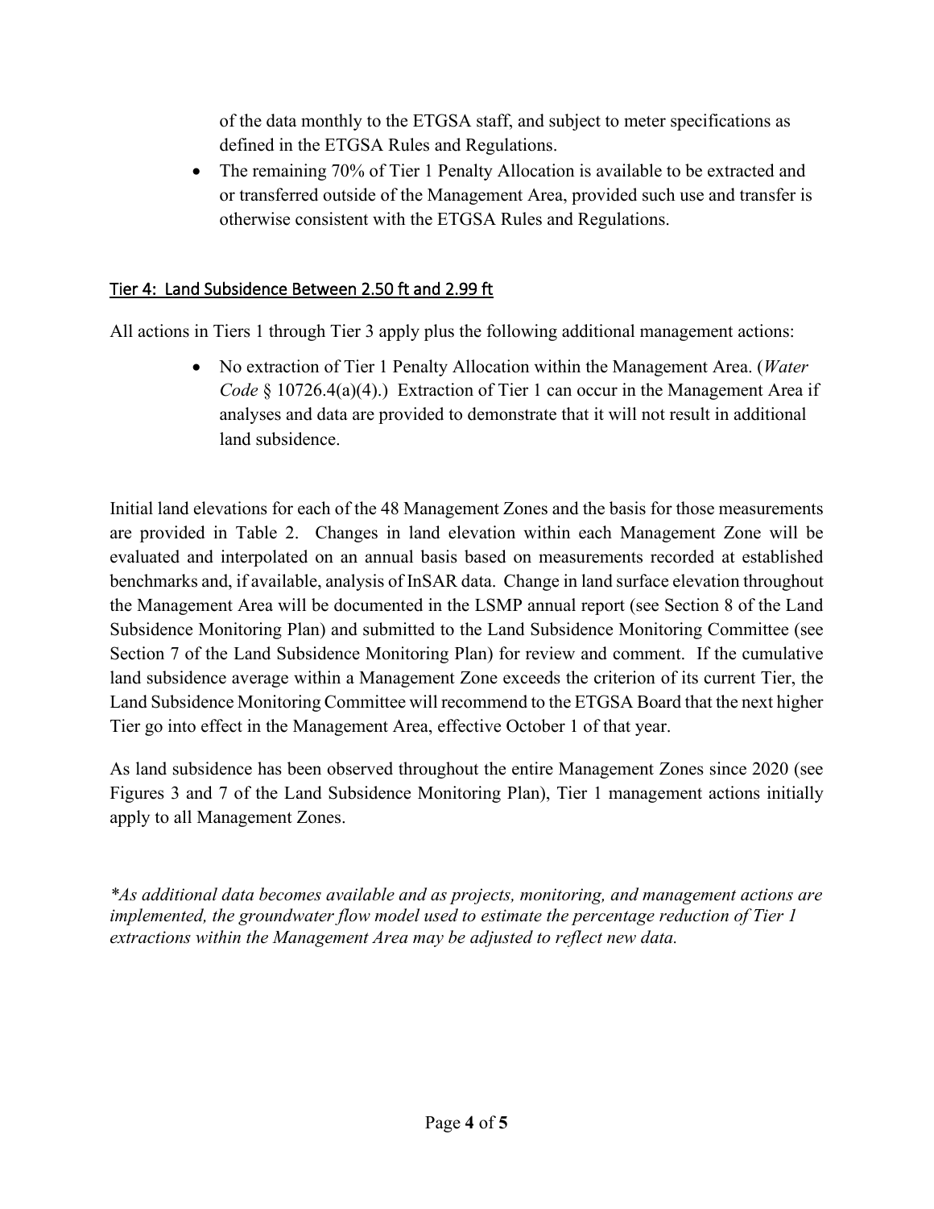of the data monthly to the ETGSA staff, and subject to meter specifications as defined in the ETGSA Rules and Regulations.

- The remaining 70% of Tier 1 Penalty Allocation is available to be extracted and or transferred outside of the Management Area, provided such use and transfer is otherwise consistent with the ETGSA Rules and Regulations.

### Tier 4: Land Subsidence Between 2.50 ft and 2.99 ft

All actions in Tiers 1 through Tier 3 apply plus the following additional management actions:

- No extraction of Tier 1 Penalty Allocation within the Management Area. (*Water Code* § 10726.4(a)(4).) Extraction of Tier 1 can occur in the Management Area if analyses and data are provided to demonstrate that it will not result in additional land subsidence.

Initial land elevations for each of the 48 Management Zones and the basis for those measurements are provided in Table 2. Changes in land elevation within each Management Zone will be evaluated and interpolated on an annual basis based on measurements recorded at established benchmarks and, if available, analysis of InSAR data. Change in land surface elevation throughout the Management Area will be documented in the LSMP annual report (see Section 8 of the Land Subsidence Monitoring Plan) and submitted to the Land Subsidence Monitoring Committee (see Section 7 of the Land Subsidence Monitoring Plan) for review and comment. If the cumulative land subsidence average within a Management Zone exceeds the criterion of its current Tier, the Land Subsidence Monitoring Committee will recommend to the ETGSA Board that the next higher Tier go into effect in the Management Area, effective October 1 of that year.

As land subsidence has been observed throughout the entire Management Zones since 2020 (see Figures 3 and 7 of the Land Subsidence Monitoring Plan), Tier 1 management actions initially apply to all Management Zones.

*\*As additional data becomes available and as projects, monitoring, and management actions are implemented, the groundwater flow model used to estimate the percentage reduction of Tier 1 extractions within the Management Area may be adjusted to reflect new data.*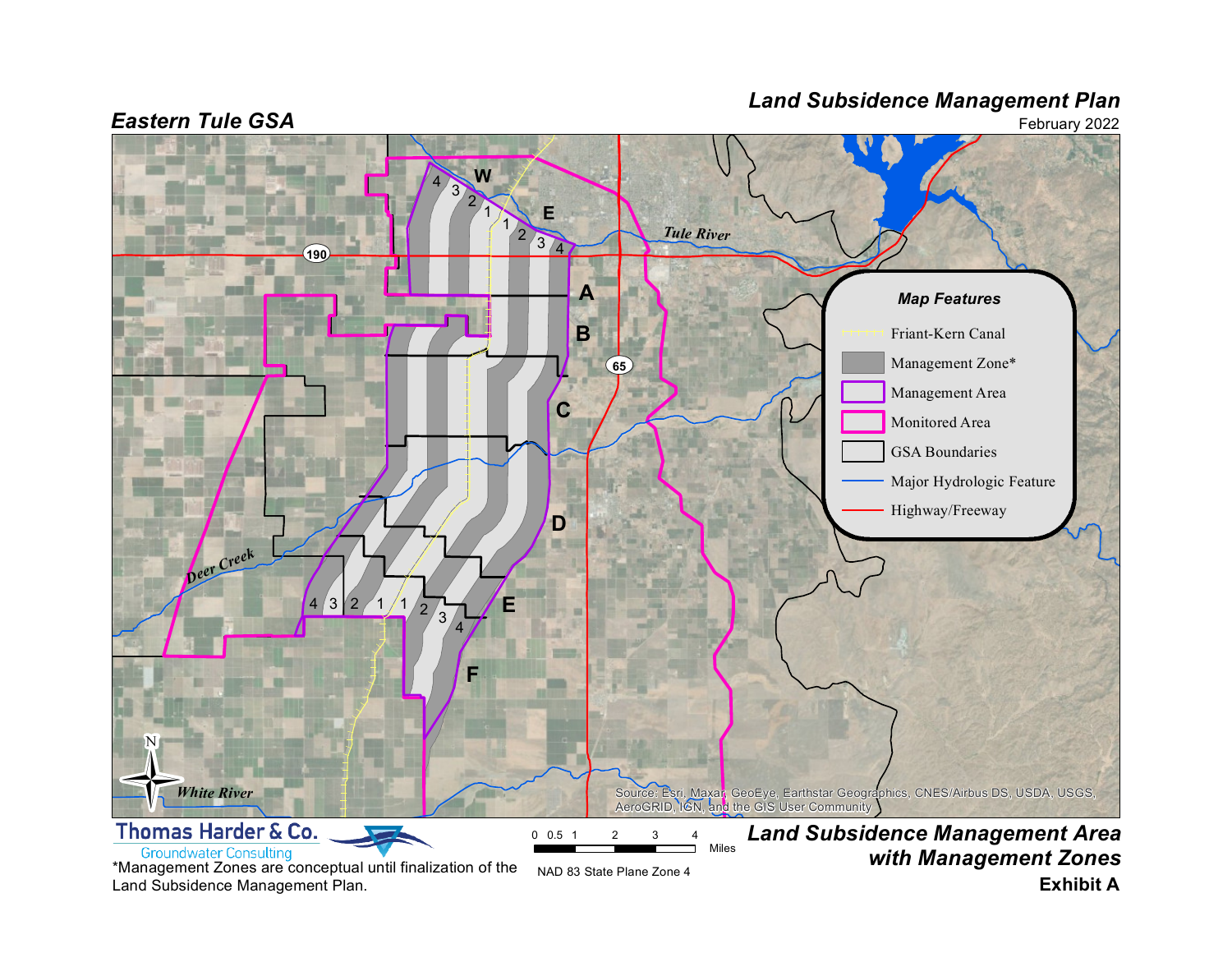# Eastern Tule GSA

## Land Subsidence Management Plan

February 2022

W
4 3 2 1
1 2 3 4
E
A
B
C
D
E
4 3 2 1
1 2 3 4
F

190
65
Tule River
Deer Creek
White River

**Map Features**

- Friant-Kern Canal
- Management Zone*
- Management Area
- Monitored Area
- GSA Boundaries
- Major Hydrologic Feature
- Highway/Freeway

Source: Esri, Maxar, GeoEye, Earthstar Geographics, CNES/Airbus DS, USDA, USGS, AeroGRID, IGN, and the GIS User Community

N

Thomas Harder & Co.
Groundwater Consulting

0 0.5 1 2 3 4
Miles

NAD 83 State Plane Zone 4

*Management Zones are conceptual until finalization of the Land Subsidence Management Plan.

## Land Subsidence Management Area with Management Zones

**Exhibit A**